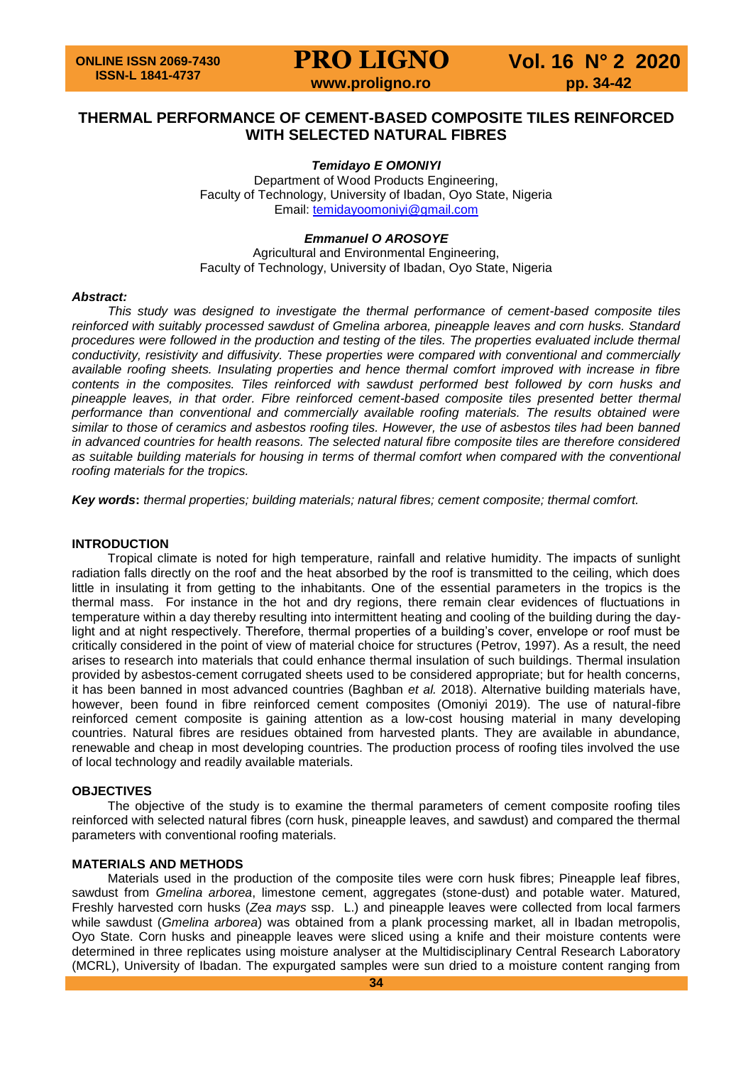# THERMAL PERFORMANCE OF CEMENT-BASED COMPOSITE TILES REINFORCED WITH SELECTED NATURAL FIBRES

***Temidayo E OMONIYI***

Department of Wood Products Engineering,
Faculty of Technology, University of Ibadan, Oyo State, Nigeria
Email: temidayoomoniyi@gmail.com

***Emmanuel O AROSOYE***

Agricultural and Environmental Engineering,
Faculty of Technology, University of Ibadan, Oyo State, Nigeria

***Abstract:***

*This study was designed to investigate the thermal performance of cement-based composite tiles reinforced with suitably processed sawdust of Gmelina arborea, pineapple leaves and corn husks. Standard procedures were followed in the production and testing of the tiles. The properties evaluated include thermal conductivity, resistivity and diffusivity. These properties were compared with conventional and commercially available roofing sheets. Insulating properties and hence thermal comfort improved with increase in fibre contents in the composites. Tiles reinforced with sawdust performed best followed by corn husks and pineapple leaves, in that order. Fibre reinforced cement-based composite tiles presented better thermal performance than conventional and commercially available roofing materials. The results obtained were similar to those of ceramics and asbestos roofing tiles. However, the use of asbestos tiles had been banned in advanced countries for health reasons. The selected natural fibre composite tiles are therefore considered as suitable building materials for housing in terms of thermal comfort when compared with the conventional roofing materials for the tropics.*

***Key words*****:** *thermal properties; building materials; natural fibres; cement composite; thermal comfort.*

## INTRODUCTION

Tropical climate is noted for high temperature, rainfall and relative humidity. The impacts of sunlight radiation falls directly on the roof and the heat absorbed by the roof is transmitted to the ceiling, which does little in insulating it from getting to the inhabitants. One of the essential parameters in the tropics is the thermal mass. For instance in the hot and dry regions, there remain clear evidences of fluctuations in temperature within a day thereby resulting into intermittent heating and cooling of the building during the day-light and at night respectively. Therefore, thermal properties of a building's cover, envelope or roof must be critically considered in the point of view of material choice for structures (Petrov, 1997). As a result, the need arises to research into materials that could enhance thermal insulation of such buildings. Thermal insulation provided by asbestos-cement corrugated sheets used to be considered appropriate; but for health concerns, it has been banned in most advanced countries (Baghban *et al.* 2018). Alternative building materials have, however, been found in fibre reinforced cement composites (Omoniyi 2019). The use of natural-fibre reinforced cement composite is gaining attention as a low-cost housing material in many developing countries. Natural fibres are residues obtained from harvested plants. They are available in abundance, renewable and cheap in most developing countries. The production process of roofing tiles involved the use of local technology and readily available materials.

## OBJECTIVES

The objective of the study is to examine the thermal parameters of cement composite roofing tiles reinforced with selected natural fibres (corn husk, pineapple leaves, and sawdust) and compared the thermal parameters with conventional roofing materials.

## MATERIALS AND METHODS

Materials used in the production of the composite tiles were corn husk fibres; Pineapple leaf fibres, sawdust from *Gmelina arborea*, limestone cement, aggregates (stone-dust) and potable water. Matured, Freshly harvested corn husks (*Zea mays* ssp. L.) and pineapple leaves were collected from local farmers while sawdust (*Gmelina arborea*) was obtained from a plank processing market, all in Ibadan metropolis, Oyo State. Corn husks and pineapple leaves were sliced using a knife and their moisture contents were determined in three replicates using moisture analyser at the Multidisciplinary Central Research Laboratory (MCRL), University of Ibadan. The expurgated samples were sun dried to a moisture content ranging from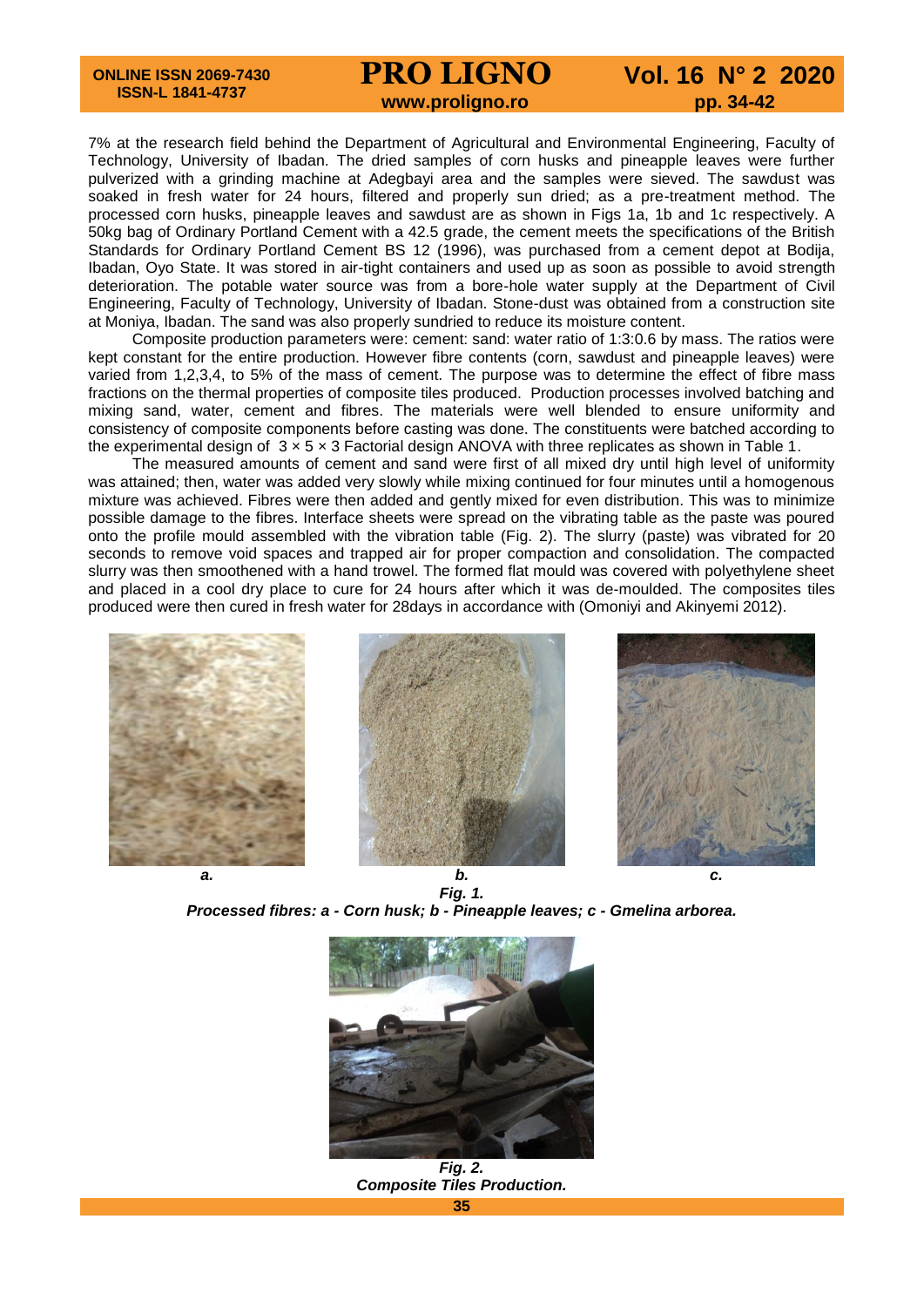7% at the research field behind the Department of Agricultural and Environmental Engineering, Faculty of Technology, University of Ibadan. The dried samples of corn husks and pineapple leaves were further pulverized with a grinding machine at Adegbayi area and the samples were sieved. The sawdust was soaked in fresh water for 24 hours, filtered and properly sun dried; as a pre-treatment method. The processed corn husks, pineapple leaves and sawdust are as shown in Figs 1a, 1b and 1c respectively. A 50kg bag of Ordinary Portland Cement with a 42.5 grade, the cement meets the specifications of the British Standards for Ordinary Portland Cement BS 12 (1996), was purchased from a cement depot at Bodija, Ibadan, Oyo State. It was stored in air-tight containers and used up as soon as possible to avoid strength deterioration. The potable water source was from a bore-hole water supply at the Department of Civil Engineering, Faculty of Technology, University of Ibadan. Stone-dust was obtained from a construction site at Moniya, Ibadan. The sand was also properly sundried to reduce its moisture content.

Composite production parameters were: cement: sand: water ratio of 1:3:0.6 by mass. The ratios were kept constant for the entire production. However fibre contents (corn, sawdust and pineapple leaves) were varied from 1,2,3,4, to 5% of the mass of cement. The purpose was to determine the effect of fibre mass fractions on the thermal properties of composite tiles produced. Production processes involved batching and mixing sand, water, cement and fibres. The materials were well blended to ensure uniformity and consistency of composite components before casting was done. The constituents were batched according to the experimental design of $3 \times 5 \times 3$ Factorial design ANOVA with three replicates as shown in Table 1.

The measured amounts of cement and sand were first of all mixed dry until high level of uniformity was attained; then, water was added very slowly while mixing continued for four minutes until a homogenous mixture was achieved. Fibres were then added and gently mixed for even distribution. This was to minimize possible damage to the fibres. Interface sheets were spread on the vibrating table as the paste was poured onto the profile mould assembled with the vibration table (Fig. 2). The slurry (paste) was vibrated for 20 seconds to remove void spaces and trapped air for proper compaction and consolidation. The compacted slurry was then smoothened with a hand trowel. The formed flat mould was covered with polyethylene sheet and placed in a cool dry place to cure for 24 hours after which it was de-moulded. The composites tiles produced were then cured in fresh water for 28days in accordance with (Omoniyi and Akinyemi 2012).

*a.* *b.* *c.*

***Fig. 1.***
***Processed fibres: a - Corn husk; b - Pineapple leaves; c - Gmelina arborea.***

***Fig. 2.***
***Composite Tiles Production.***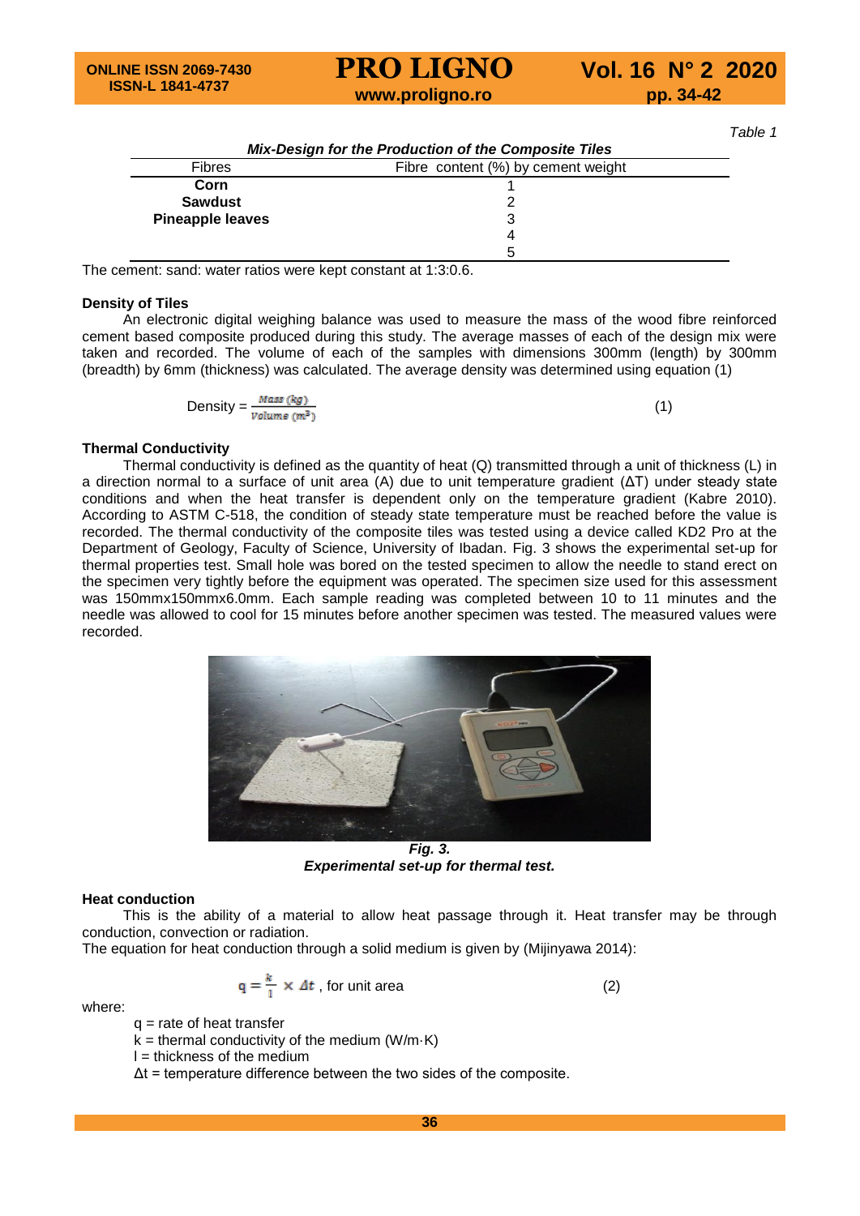*Table 1*

***Mix-Design for the Production of the Composite Tiles***

| Fibres | Fibre content (%) by cement weight |
|---|---|
| **Corn** | 1 |
| **Sawdust** | 2 |
| **Pineapple leaves** | 3 |
| | 4 |
| | 5 |

The cement: sand: water ratios were kept constant at 1:3:0.6.

### Density of Tiles

An electronic digital weighing balance was used to measure the mass of the wood fibre reinforced cement based composite produced during this study. The average masses of each of the design mix were taken and recorded. The volume of each of the samples with dimensions 300mm (length) by 300mm (breadth) by 6mm (thickness) was calculated. The average density was determined using equation (1)

$$\text{Density} = \frac{Mass\ (kg)}{Volume\ (m^3)} \tag{1}$$

### Thermal Conductivity

Thermal conductivity is defined as the quantity of heat (Q) transmitted through a unit of thickness (L) in a direction normal to a surface of unit area (A) due to unit temperature gradient (ΔT) under steady state conditions and when the heat transfer is dependent only on the temperature gradient (Kabre 2010). According to ASTM C-518, the condition of steady state temperature must be reached before the value is recorded. The thermal conductivity of the composite tiles was tested using a device called KD2 Pro at the Department of Geology, Faculty of Science, University of Ibadan. Fig. 3 shows the experimental set-up for thermal properties test. Small hole was bored on the tested specimen to allow the needle to stand erect on the specimen very tightly before the equipment was operated. The specimen size used for this assessment was 150mmx150mmx6.0mm. Each sample reading was completed between 10 to 11 minutes and the needle was allowed to cool for 15 minutes before another specimen was tested. The measured values were recorded.

***Fig. 3.***
***Experimental set-up for thermal test.***

### Heat conduction

This is the ability of a material to allow heat passage through it. Heat transfer may be through conduction, convection or radiation.

The equation for heat conduction through a solid medium is given by (Mijinyawa 2014):

$$q = \frac{k}{l} \times \Delta t \text{, for unit area} \tag{2}$$

where:

$q$ = rate of heat transfer
$k$ = thermal conductivity of the medium (W/m·K)
$l$ = thickness of the medium
$\Delta t$ = temperature difference between the two sides of the composite.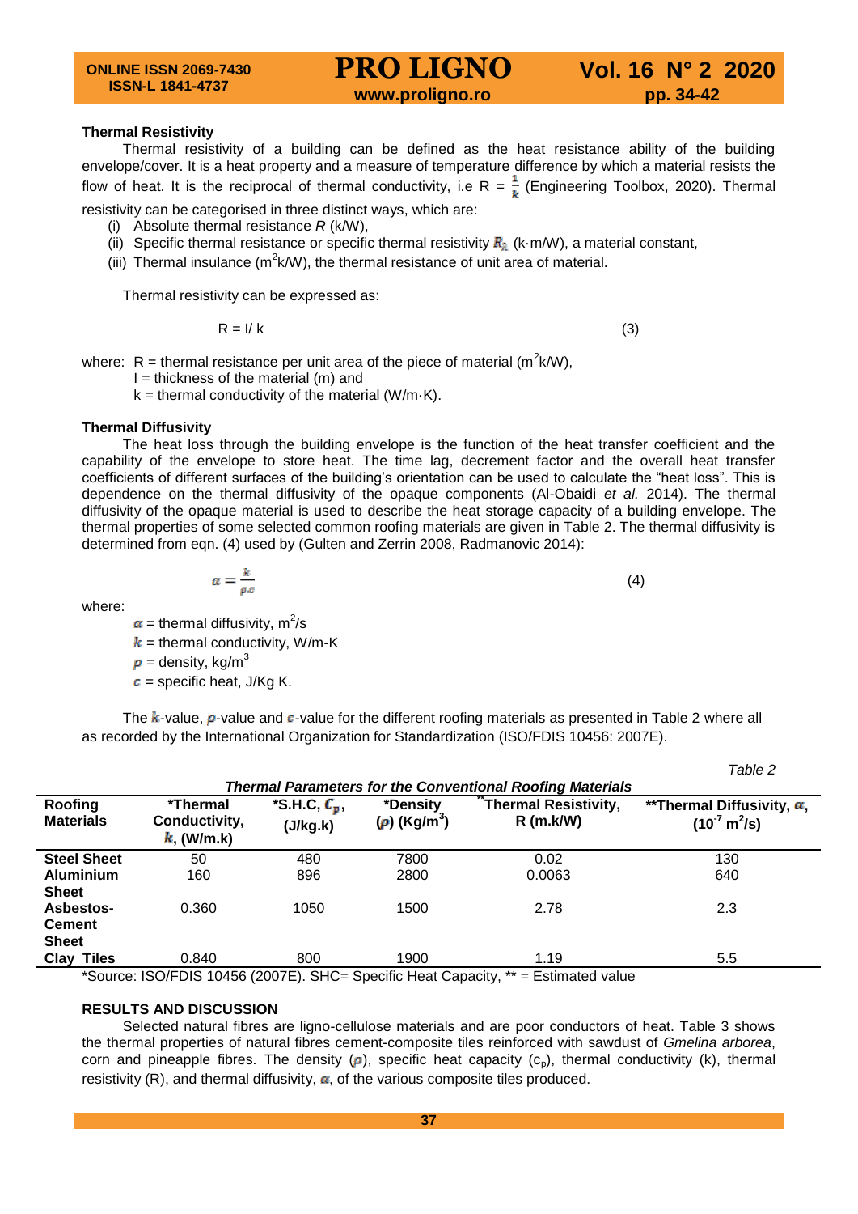### Thermal Resistivity

Thermal resistivity of a building can be defined as the heat resistance ability of the building envelope/cover. It is a heat property and a measure of temperature difference by which a material resists the flow of heat. It is the reciprocal of thermal conductivity, i.e $R = \frac{1}{k}$ (Engineering Toolbox, 2020). Thermal resistivity can be categorised in three distinct ways, which are:

(i) Absolute thermal resistance *R* (k/W),
(ii) Specific thermal resistance or specific thermal resistivity $R_{\lambda}$ (k·m/W), a material constant,
(iii) Thermal insulance ($m^2$k/W), the thermal resistance of unit area of material.

Thermal resistivity can be expressed as:

$$R = l / k \tag{3}$$

where: R = thermal resistance per unit area of the piece of material ($m^2$k/W),
l = thickness of the material (m) and
k = thermal conductivity of the material (W/m·K).

### Thermal Diffusivity

The heat loss through the building envelope is the function of the heat transfer coefficient and the capability of the envelope to store heat. The time lag, decrement factor and the overall heat transfer coefficients of different surfaces of the building's orientation can be used to calculate the "heat loss". This is dependence on the thermal diffusivity of the opaque components (Al-Obaidi *et al.* 2014). The thermal diffusivity of the opaque material is used to describe the heat storage capacity of a building envelope. The thermal properties of some selected common roofing materials are given in Table 2. The thermal diffusivity is determined from eqn. (4) used by (Gulten and Zerrin 2008, Radmanovic 2014):

$$\alpha = \frac{k}{\rho . c} \tag{4}$$

where:

$\alpha$ = thermal diffusivity, $m^2$/s
$k$ = thermal conductivity, W/m-K
$\rho$ = density, kg/$m^3$
$c$ = specific heat, J/Kg K.

The $k$-value, $\rho$-value and $c$-value for the different roofing materials as presented in Table 2 where all as recorded by the International Organization for Standardization (ISO/FDIS 10456: 2007E).

*Table 2*

***Thermal Parameters for the Conventional Roofing Materials***

| Roofing Materials | *Thermal Conductivity, $k$, (W/m.k) | *S.H.C, $C_p$, (J/kg.k) | *Density ($\rho$) (Kg/$m^3$) | **Thermal Resistivity, R (m.k/W) | **Thermal Diffusivity, $\alpha$, ($10^{-7}$ $m^2$/s) |
|---|---|---|---|---|---|
| **Steel Sheet** | 50 | 480 | 7800 | 0.02 | 130 |
| **Aluminium Sheet** | 160 | 896 | 2800 | 0.0063 | 640 |
| **Asbestos-Cement Sheet** | 0.360 | 1050 | 1500 | 2.78 | 2.3 |
| **Clay Tiles** | 0.840 | 800 | 1900 | 1.19 | 5.5 |

*Source: ISO/FDIS 10456 (2007E). SHC= Specific Heat Capacity, ** = Estimated value

## RESULTS AND DISCUSSION

Selected natural fibres are ligno-cellulose materials and are poor conductors of heat. Table 3 shows the thermal properties of natural fibres cement-composite tiles reinforced with sawdust of *Gmelina arborea*, corn and pineapple fibres. The density ($\rho$), specific heat capacity ($c_p$), thermal conductivity (k), thermal resistivity (R), and thermal diffusivity, $\alpha$, of the various composite tiles produced.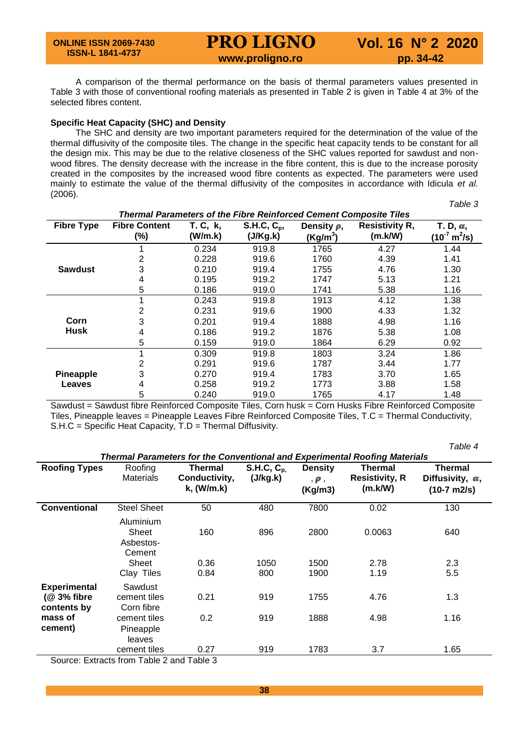A comparison of the thermal performance on the basis of thermal parameters values presented in Table 3 with those of conventional roofing materials as presented in Table 2 is given in Table 4 at 3% of the selected fibres content.

**Specific Heat Capacity (SHC) and Density**

The SHC and density are two important parameters required for the determination of the value of the thermal diffusivity of the composite tiles. The change in the specific heat capacity tends to be constant for all the design mix. This may be due to the relative closeness of the SHC values reported for sawdust and non-wood fibres. The density decrease with the increase in the fibre content, this is due to the increase porosity created in the composites by the increased wood fibre contents as expected. The parameters were used mainly to estimate the value of the thermal diffusivity of the composites in accordance with Idicula *et al.* (2006).

*Table 3*

***Thermal Parameters of the Fibre Reinforced Cement Composite Tiles***

| Fibre Type | Fibre Content (%) | T. C, k, (W/m.k) | S.H.C, $C_p$, (J/Kg.k) | Density $\rho$, (Kg/m$^3$) | Resistivity R, (m.k/W) | T. D, $\alpha$, ($10^{-7}$ m$^2$/s) |
|---|---|---|---|---|---|---|
| Sawdust | 1 | 0.234 | 919.8 | 1765 | 4.27 | 1.44 |
| | 2 | 0.228 | 919.6 | 1760 | 4.39 | 1.41 |
| | 3 | 0.210 | 919.4 | 1755 | 4.76 | 1.30 |
| | 4 | 0.195 | 919.2 | 1747 | 5.13 | 1.21 |
| | 5 | 0.186 | 919.0 | 1741 | 5.38 | 1.16 |
| Corn Husk | 1 | 0.243 | 919.8 | 1913 | 4.12 | 1.38 |
| | 2 | 0.231 | 919.6 | 1900 | 4.33 | 1.32 |
| | 3 | 0.201 | 919.4 | 1888 | 4.98 | 1.16 |
| | 4 | 0.186 | 919.2 | 1876 | 5.38 | 1.08 |
| | 5 | 0.159 | 919.0 | 1864 | 6.29 | 0.92 |
| Pineapple Leaves | 1 | 0.309 | 919.8 | 1803 | 3.24 | 1.86 |
| | 2 | 0.291 | 919.6 | 1787 | 3.44 | 1.77 |
| | 3 | 0.270 | 919.4 | 1783 | 3.70 | 1.65 |
| | 4 | 0.258 | 919.2 | 1773 | 3.88 | 1.58 |
| | 5 | 0.240 | 919.0 | 1765 | 4.17 | 1.48 |

Sawdust = Sawdust fibre Reinforced Composite Tiles, Corn husk = Corn Husks Fibre Reinforced Composite Tiles, Pineapple leaves = Pineapple Leaves Fibre Reinforced Composite Tiles, T.C = Thermal Conductivity, S.H.C = Specific Heat Capacity, T.D = Thermal Diffusivity.

*Table 4*

***Thermal Parameters for the Conventional and Experimental Roofing Materials***

| Roofing Types | Roofing Materials | Thermal Conductivity, k, (W/m.k) | S.H.C, $C_p$, (J/kg.k) | Density, $\rho$, (Kg/m3) | Thermal Resistivity, R (m.k/W) | Thermal Diffusivity, $\alpha$, (10-7 m2/s) |
|---|---|---|---|---|---|---|
| Conventional | Steel Sheet | 50 | 480 | 7800 | 0.02 | 130 |
| | Aluminium Sheet | 160 | 896 | 2800 | 0.0063 | 640 |
| | Asbestos-Cement Sheet | 0.36 | 1050 | 1500 | 2.78 | 2.3 |
| | Clay Tiles | 0.84 | 800 | 1900 | 1.19 | 5.5 |
| Experimental (@ 3% fibre contents by mass of cement) | Sawdust cement tiles | 0.21 | 919 | 1755 | 4.76 | 1.3 |
| | Corn fibre cement tiles | 0.2 | 919 | 1888 | 4.98 | 1.16 |
| | Pineapple leaves cement tiles | 0.27 | 919 | 1783 | 3.7 | 1.65 |

Source: Extracts from Table 2 and Table 3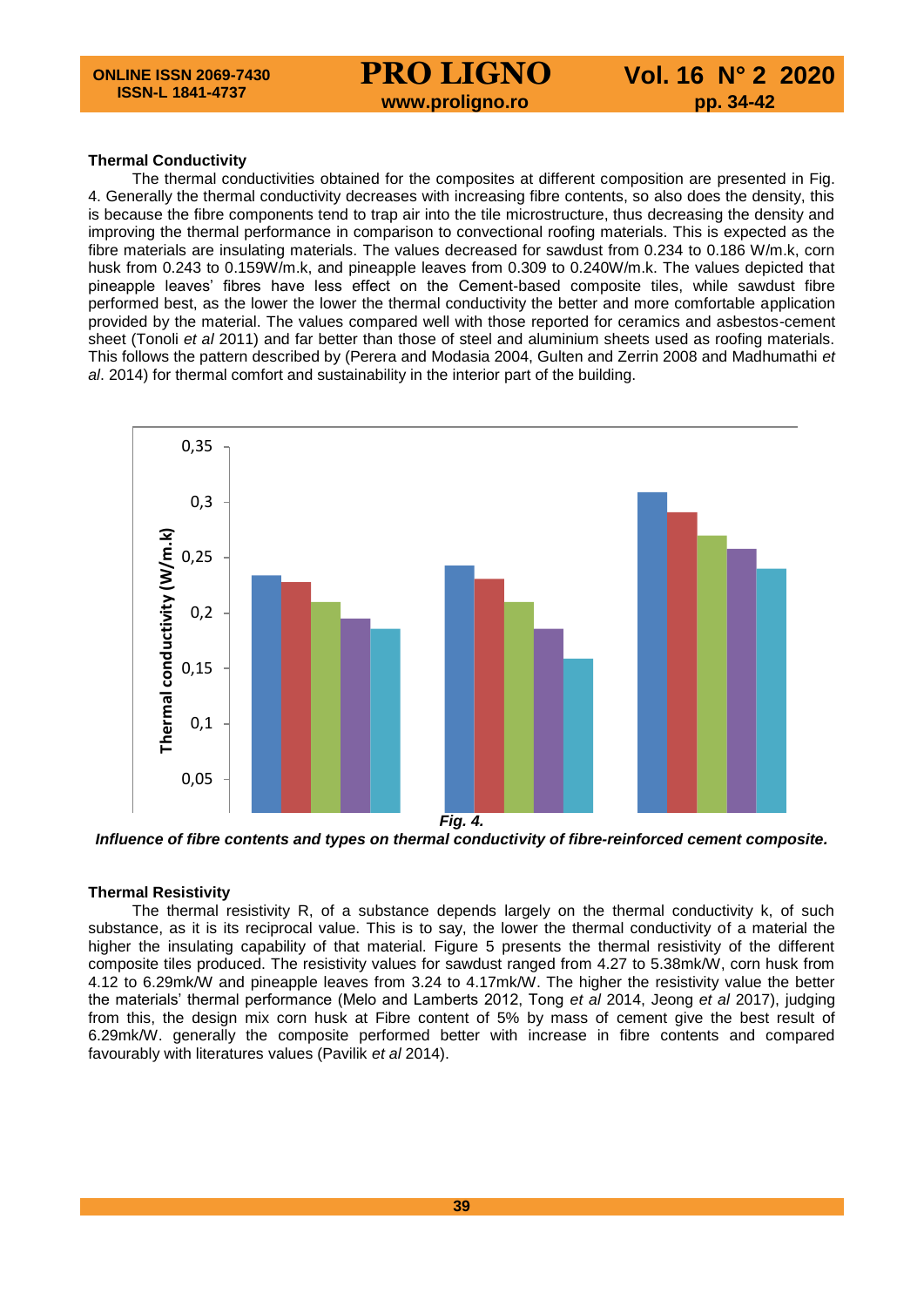### Thermal Conductivity

The thermal conductivities obtained for the composites at different composition are presented in Fig. 4. Generally the thermal conductivity decreases with increasing fibre contents, so also does the density, this is because the fibre components tend to trap air into the tile microstructure, thus decreasing the density and improving the thermal performance in comparison to convectional roofing materials. This is expected as the fibre materials are insulating materials. The values decreased for sawdust from 0.234 to 0.186 W/m.k, corn husk from 0.243 to 0.159W/m.k, and pineapple leaves from 0.309 to 0.240W/m.k. The values depicted that pineapple leaves' fibres have less effect on the Cement-based composite tiles, while sawdust fibre performed best, as the lower the lower the thermal conductivity the better and more comfortable application provided by the material. The values compared well with those reported for ceramics and asbestos-cement sheet (Tonoli *et al* 2011) and far better than those of steel and aluminium sheets used as roofing materials. This follows the pattern described by (Perera and Modasia 2004, Gulten and Zerrin 2008 and Madhumathi *et al*. 2014) for thermal comfort and sustainability in the interior part of the building.

***Fig. 4.***
***Influence of fibre contents and types on thermal conductivity of fibre-reinforced cement composite.***

### Thermal Resistivity

The thermal resistivity R, of a substance depends largely on the thermal conductivity k, of such substance, as it is its reciprocal value. This is to say, the lower the thermal conductivity of a material the higher the insulating capability of that material. Figure 5 presents the thermal resistivity of the different composite tiles produced. The resistivity values for sawdust ranged from 4.27 to 5.38mk/W, corn husk from 4.12 to 6.29mk/W and pineapple leaves from 3.24 to 4.17mk/W. The higher the resistivity value the better the materials' thermal performance (Melo and Lamberts 2012, Tong *et al* 2014, Jeong *et al* 2017), judging from this, the design mix corn husk at Fibre content of 5% by mass of cement give the best result of 6.29mk/W. generally the composite performed better with increase in fibre contents and compared favourably with literatures values (Pavilik *et al* 2014).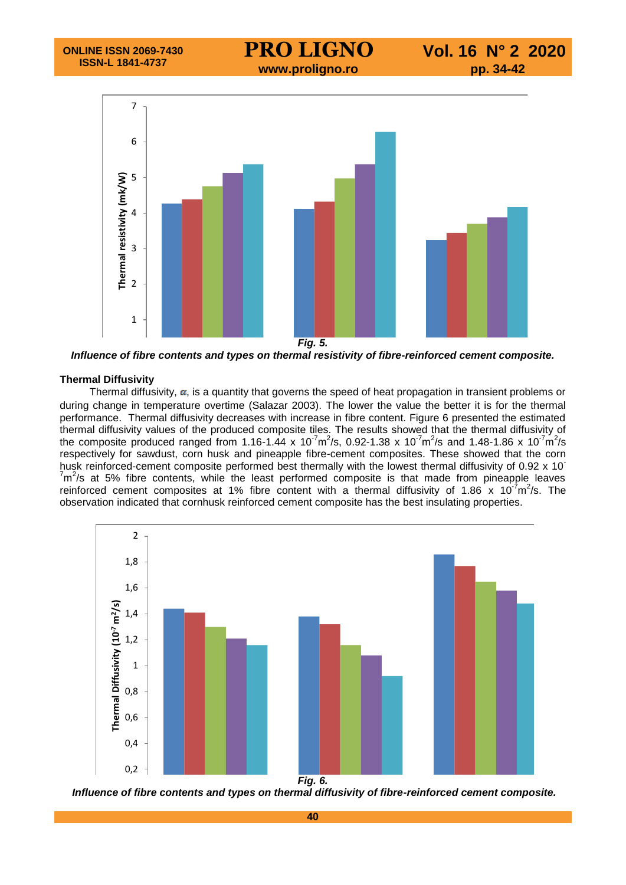*Fig. 5.*

***Influence of fibre contents and types on thermal resistivity of fibre-reinforced cement composite.***

**Thermal Diffusivity**

Thermal diffusivity, $\alpha$, is a quantity that governs the speed of heat propagation in transient problems or during change in temperature overtime (Salazar 2003). The lower the value the better it is for the thermal performance. Thermal diffusivity decreases with increase in fibre content. Figure 6 presented the estimated thermal diffusivity values of the produced composite tiles. The results showed that the thermal diffusivity of the composite produced ranged from 1.16-1.44 x $10^{-7}m^2/s$, 0.92-1.38 x $10^{-7}m^2/s$ and 1.48-1.86 x $10^{-7}m^2/s$ respectively for sawdust, corn husk and pineapple fibre-cement composites. These showed that the corn husk reinforced-cement composite performed best thermally with the lowest thermal diffusivity of 0.92 x $10^{-7}m^2/s$ at 5% fibre contents, while the least performed composite is that made from pineapple leaves reinforced cement composites at 1% fibre content with a thermal diffusivity of 1.86 x $10^{-7}m^2/s$. The observation indicated that cornhusk reinforced cement composite has the best insulating properties.

*Fig. 6.*

***Influence of fibre contents and types on thermal diffusivity of fibre-reinforced cement composite.***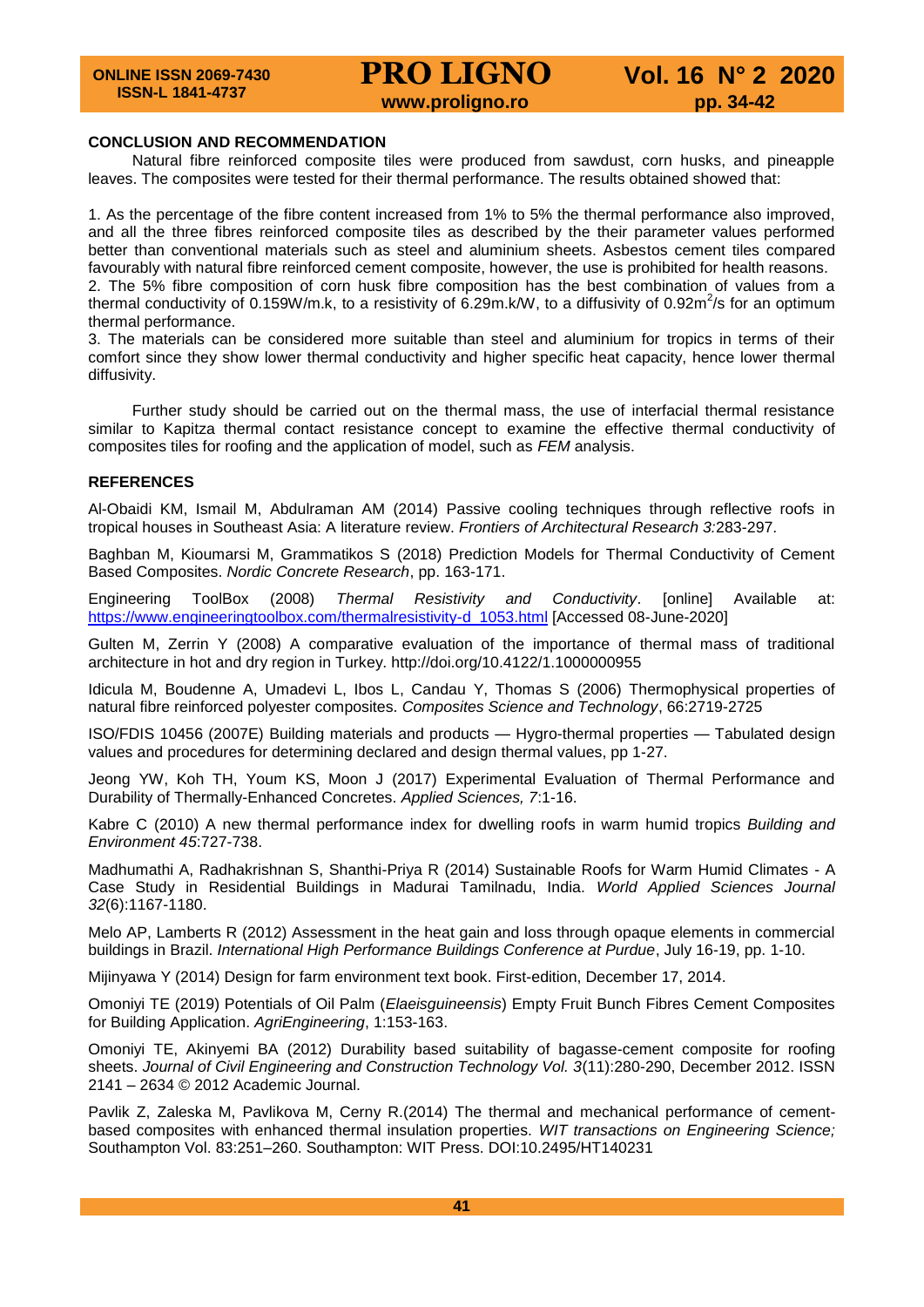## CONCLUSION AND RECOMMENDATION

Natural fibre reinforced composite tiles were produced from sawdust, corn husks, and pineapple leaves. The composites were tested for their thermal performance. The results obtained showed that:

1. As the percentage of the fibre content increased from 1% to 5% the thermal performance also improved, and all the three fibres reinforced composite tiles as described by the their parameter values performed better than conventional materials such as steel and aluminium sheets. Asbestos cement tiles compared favourably with natural fibre reinforced cement composite, however, the use is prohibited for health reasons.
2. The 5% fibre composition of corn husk fibre composition has the best combination of values from a thermal conductivity of 0.159W/m.k, to a resistivity of 6.29m.k/W, to a diffusivity of 0.92m$^2$/s for an optimum thermal performance.
3. The materials can be considered more suitable than steel and aluminium for tropics in terms of their comfort since they show lower thermal conductivity and higher specific heat capacity, hence lower thermal diffusivity.

Further study should be carried out on the thermal mass, the use of interfacial thermal resistance similar to Kapitza thermal contact resistance concept to examine the effective thermal conductivity of composites tiles for roofing and the application of model, such as *FEM* analysis.

## REFERENCES

Al-Obaidi KM, Ismail M, Abdulraman AM (2014) Passive cooling techniques through reflective roofs in tropical houses in Southeast Asia: A literature review. *Frontiers of Architectural Research 3:*283-297.

Baghban M, Kioumarsi M, Grammatikos S (2018) Prediction Models for Thermal Conductivity of Cement Based Composites. *Nordic Concrete Research*, pp. 163-171.

Engineering ToolBox (2008) *Thermal Resistivity and Conductivity*. [online] Available at: https://www.engineeringtoolbox.com/thermalresistivity-d_1053.html [Accessed 08-June-2020]

Gulten M, Zerrin Y (2008) A comparative evaluation of the importance of thermal mass of traditional architecture in hot and dry region in Turkey. http://doi.org/10.4122/1.1000000955

Idicula M, Boudenne A, Umadevi L, Ibos L, Candau Y, Thomas S (2006) Thermophysical properties of natural fibre reinforced polyester composites. *Composites Science and Technology*, 66:2719-2725

ISO/FDIS 10456 (2007E) Building materials and products — Hygro-thermal properties — Tabulated design values and procedures for determining declared and design thermal values, pp 1-27.

Jeong YW, Koh TH, Youm KS, Moon J (2017) Experimental Evaluation of Thermal Performance and Durability of Thermally-Enhanced Concretes. *Applied Sciences, 7*:1-16.

Kabre C (2010) A new thermal performance index for dwelling roofs in warm humid tropics *Building and Environment 45*:727-738.

Madhumathi A, Radhakrishnan S, Shanthi-Priya R (2014) Sustainable Roofs for Warm Humid Climates - A Case Study in Residential Buildings in Madurai Tamilnadu, India. *World Applied Sciences Journal 32*(6):1167-1180.

Melo AP, Lamberts R (2012) Assessment in the heat gain and loss through opaque elements in commercial buildings in Brazil. *International High Performance Buildings Conference at Purdue*, July 16-19, pp. 1-10.

Mijinyawa Y (2014) Design for farm environment text book. First-edition, December 17, 2014.

Omoniyi TE (2019) Potentials of Oil Palm (*Elaeisguineensis*) Empty Fruit Bunch Fibres Cement Composites for Building Application. *AgriEngineering*, 1:153-163.

Omoniyi TE, Akinyemi BA (2012) Durability based suitability of bagasse-cement composite for roofing sheets. *Journal of Civil Engineering and Construction Technology Vol. 3*(11):280-290, December 2012. ISSN 2141 – 2634 © 2012 Academic Journal.

Pavlik Z, Zaleska M, Pavlikova M, Cerny R.(2014) The thermal and mechanical performance of cement-based composites with enhanced thermal insulation properties. *WIT transactions on Engineering Science;* Southampton Vol. 83:251–260. Southampton: WIT Press. DOI:10.2495/HT140231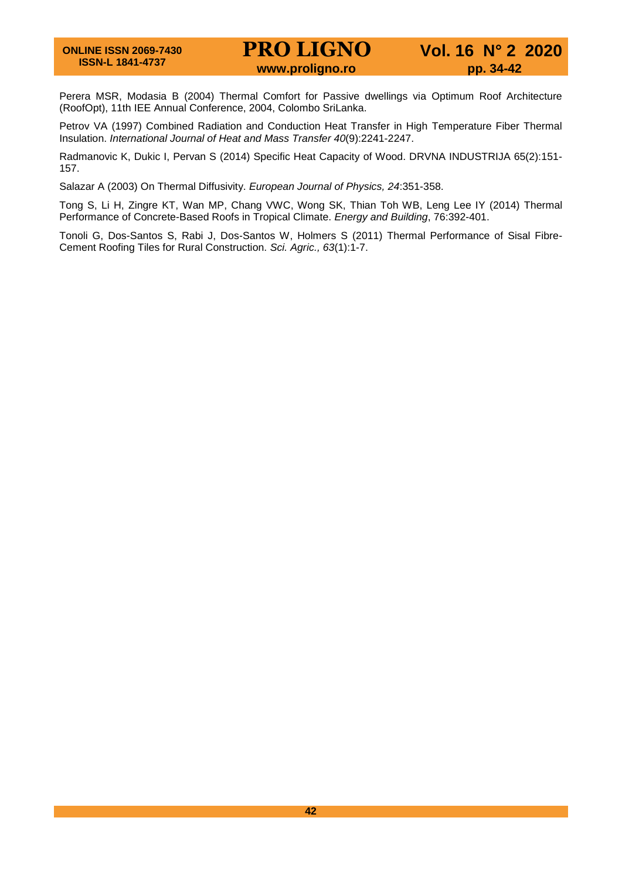Perera MSR, Modasia B (2004) Thermal Comfort for Passive dwellings via Optimum Roof Architecture (RoofOpt), 11th IEE Annual Conference, 2004, Colombo SriLanka.

Petrov VA (1997) Combined Radiation and Conduction Heat Transfer in High Temperature Fiber Thermal Insulation. *International Journal of Heat and Mass Transfer 40*(9):2241-2247.

Radmanovic K, Dukic I, Pervan S (2014) Specific Heat Capacity of Wood. DRVNA INDUSTRIJA 65(2):151-157.

Salazar A (2003) On Thermal Diffusivity. *European Journal of Physics, 24*:351-358.

Tong S, Li H, Zingre KT, Wan MP, Chang VWC, Wong SK, Thian Toh WB, Leng Lee IY (2014) Thermal Performance of Concrete-Based Roofs in Tropical Climate. *Energy and Building*, 76:392-401.

Tonoli G, Dos-Santos S, Rabi J, Dos-Santos W, Holmers S (2011) Thermal Performance of Sisal Fibre-Cement Roofing Tiles for Rural Construction. *Sci. Agric., 63*(1):1-7.